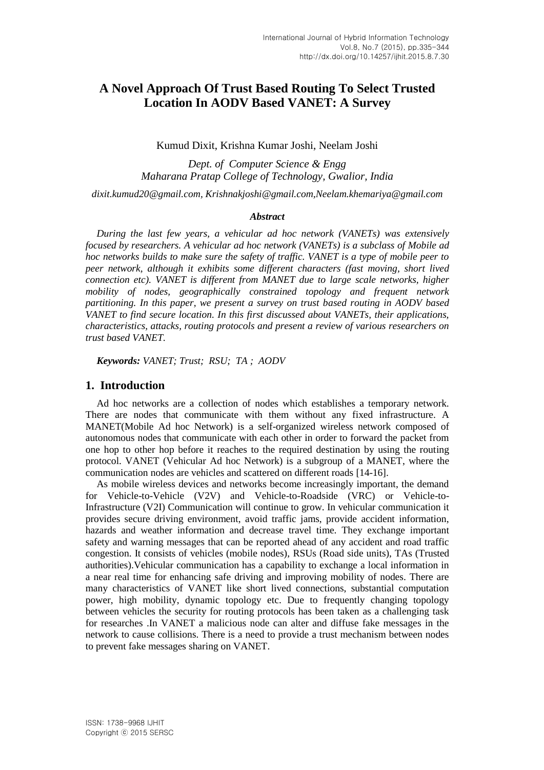# A Novel Approach Of Trust Based Routing To Select Trusted Location In AODV Based VANET: A Survey

Kumud Dixit, Krishna Kumar Joshi, Neelam Joshi

*Dept. of Computer Science & Engg*
*Maharana Pratap College of Technology, Gwalior, India*

*dixit.kumud20@gmail.com, Krishnakjoshi@gmail.com,Neelam.khemariya@gmail.com*

***Abstract***

*During the last few years, a vehicular ad hoc network (VANETs) was extensively focused by researchers. A vehicular ad hoc network (VANETs) is a subclass of Mobile ad hoc networks builds to make sure the safety of traffic. VANET is a type of mobile peer to peer network, although it exhibits some different characters (fast moving, short lived connection etc). VANET is different from MANET due to large scale networks, higher mobility of nodes, geographically constrained topology and frequent network partitioning. In this paper, we present a survey on trust based routing in AODV based VANET to find secure location. In this first discussed about VANETs, their applications, characteristics, attacks, routing protocols and present a review of various researchers on trust based VANET.*

***Keywords:*** *VANET; Trust; RSU; TA ; AODV*

## 1. Introduction

Ad hoc networks are a collection of nodes which establishes a temporary network. There are nodes that communicate with them without any fixed infrastructure. A MANET(Mobile Ad hoc Network) is a self-organized wireless network composed of autonomous nodes that communicate with each other in order to forward the packet from one hop to other hop before it reaches to the required destination by using the routing protocol. VANET (Vehicular Ad hoc Network) is a subgroup of a MANET, where the communication nodes are vehicles and scattered on different roads [14-16].

As mobile wireless devices and networks become increasingly important, the demand for Vehicle-to-Vehicle (V2V) and Vehicle-to-Roadside (VRC) or Vehicle-to-Infrastructure (V2I) Communication will continue to grow. In vehicular communication it provides secure driving environment, avoid traffic jams, provide accident information, hazards and weather information and decrease travel time. They exchange important safety and warning messages that can be reported ahead of any accident and road traffic congestion. It consists of vehicles (mobile nodes), RSUs (Road side units), TAs (Trusted authorities).Vehicular communication has a capability to exchange a local information in a near real time for enhancing safe driving and improving mobility of nodes. There are many characteristics of VANET like short lived connections, substantial computation power, high mobility, dynamic topology etc. Due to frequently changing topology between vehicles the security for routing protocols has been taken as a challenging task for researches .In VANET a malicious node can alter and diffuse fake messages in the network to cause collisions. There is a need to provide a trust mechanism between nodes to prevent fake messages sharing on VANET.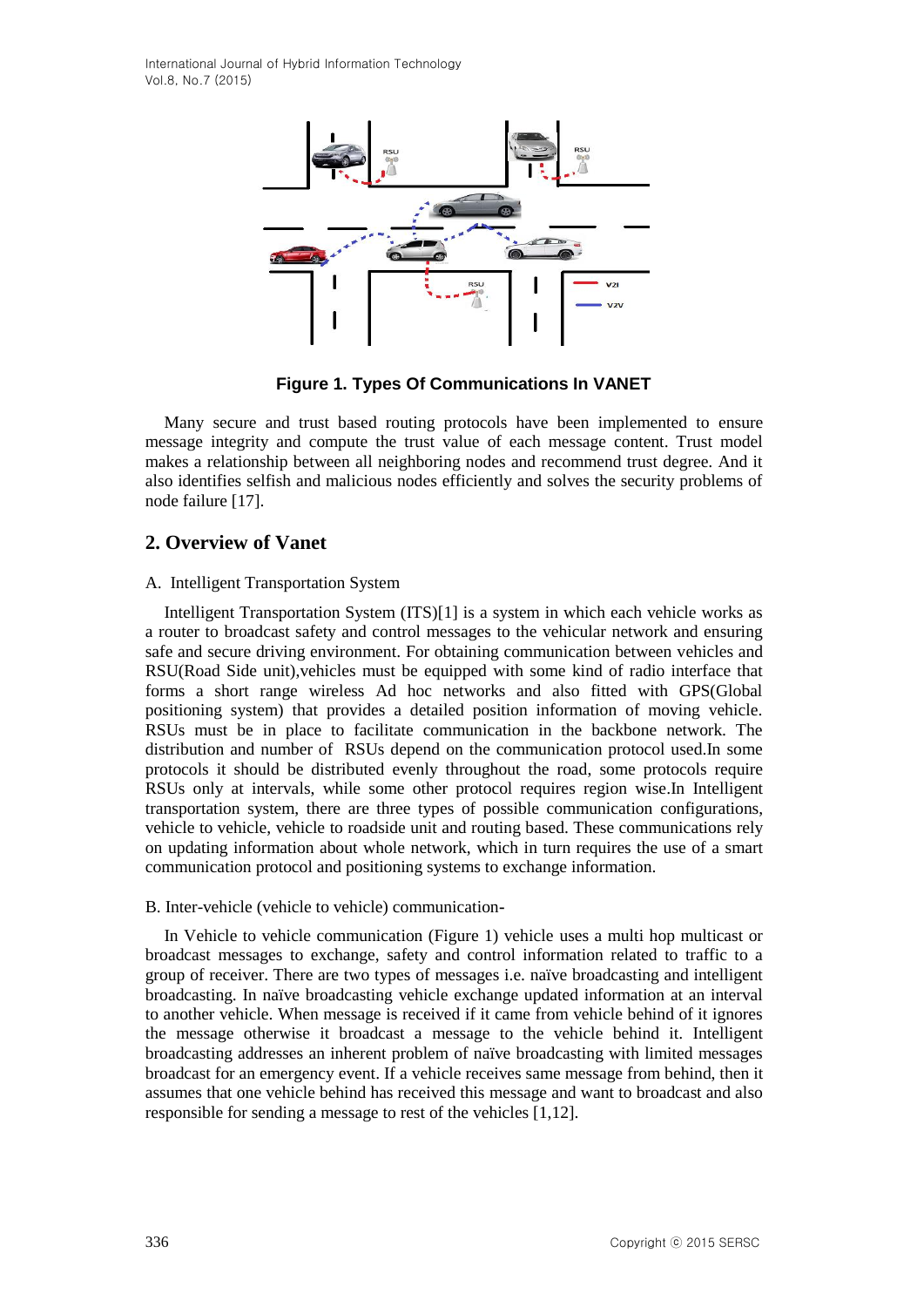**Figure 1. Types Of Communications In VANET**

Many secure and trust based routing protocols have been implemented to ensure message integrity and compute the trust value of each message content. Trust model makes a relationship between all neighboring nodes and recommend trust degree. And it also identifies selfish and malicious nodes efficiently and solves the security problems of node failure [17].

## 2. Overview of Vanet

A. Intelligent Transportation System

Intelligent Transportation System (ITS)[1] is a system in which each vehicle works as a router to broadcast safety and control messages to the vehicular network and ensuring safe and secure driving environment. For obtaining communication between vehicles and RSU(Road Side unit),vehicles must be equipped with some kind of radio interface that forms a short range wireless Ad hoc networks and also fitted with GPS(Global positioning system) that provides a detailed position information of moving vehicle. RSUs must be in place to facilitate communication in the backbone network. The distribution and number of RSUs depend on the communication protocol used.In some protocols it should be distributed evenly throughout the road, some protocols require RSUs only at intervals, while some other protocol requires region wise.In Intelligent transportation system, there are three types of possible communication configurations, vehicle to vehicle, vehicle to roadside unit and routing based. These communications rely on updating information about whole network, which in turn requires the use of a smart communication protocol and positioning systems to exchange information.

B. Inter-vehicle (vehicle to vehicle) communication-

In Vehicle to vehicle communication (Figure 1) vehicle uses a multi hop multicast or broadcast messages to exchange, safety and control information related to traffic to a group of receiver. There are two types of messages i.e. naïve broadcasting and intelligent broadcasting. In naïve broadcasting vehicle exchange updated information at an interval to another vehicle. When message is received if it came from vehicle behind of it ignores the message otherwise it broadcast a message to the vehicle behind it. Intelligent broadcasting addresses an inherent problem of naïve broadcasting with limited messages broadcast for an emergency event. If a vehicle receives same message from behind, then it assumes that one vehicle behind has received this message and want to broadcast and also responsible for sending a message to rest of the vehicles [1,12].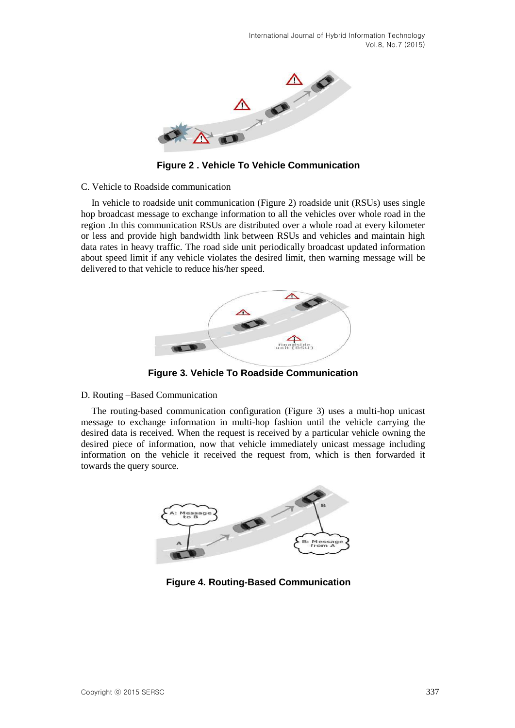Figure 2 . Vehicle To Vehicle Communication

C. Vehicle to Roadside communication

In vehicle to roadside unit communication (Figure 2) roadside unit (RSUs) uses single hop broadcast message to exchange information to all the vehicles over whole road in the region .In this communication RSUs are distributed over a whole road at every kilometer or less and provide high bandwidth link between RSUs and vehicles and maintain high data rates in heavy traffic. The road side unit periodically broadcast updated information about speed limit if any vehicle violates the desired limit, then warning message will be delivered to that vehicle to reduce his/her speed.

Figure 3. Vehicle To Roadside Communication

D. Routing –Based Communication

The routing-based communication configuration (Figure 3) uses a multi-hop unicast message to exchange information in multi-hop fashion until the vehicle carrying the desired data is received. When the request is received by a particular vehicle owning the desired piece of information, now that vehicle immediately unicast message including information on the vehicle it received the request from, which is then forwarded it towards the query source.

Figure 4. Routing-Based Communication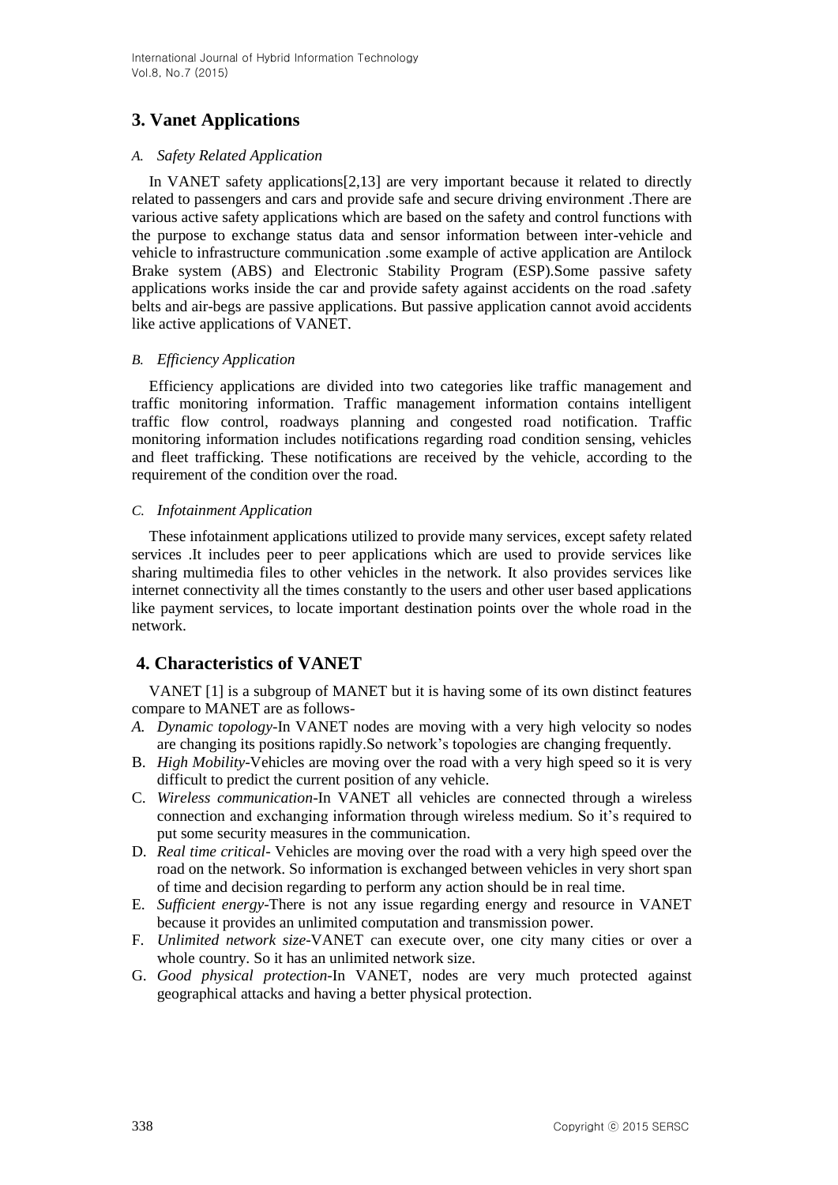## 3. Vanet Applications

### *A. Safety Related Application*

In VANET safety applications[2,13] are very important because it related to directly related to passengers and cars and provide safe and secure driving environment .There are various active safety applications which are based on the safety and control functions with the purpose to exchange status data and sensor information between inter-vehicle and vehicle to infrastructure communication .some example of active application are Antilock Brake system (ABS) and Electronic Stability Program (ESP).Some passive safety applications works inside the car and provide safety against accidents on the road .safety belts and air-begs are passive applications. But passive application cannot avoid accidents like active applications of VANET.

### *B. Efficiency Application*

Efficiency applications are divided into two categories like traffic management and traffic monitoring information. Traffic management information contains intelligent traffic flow control, roadways planning and congested road notification. Traffic monitoring information includes notifications regarding road condition sensing, vehicles and fleet trafficking. These notifications are received by the vehicle, according to the requirement of the condition over the road.

### *C. Infotainment Application*

These infotainment applications utilized to provide many services, except safety related services .It includes peer to peer applications which are used to provide services like sharing multimedia files to other vehicles in the network. It also provides services like internet connectivity all the times constantly to the users and other user based applications like payment services, to locate important destination points over the whole road in the network.

## 4. Characteristics of VANET

VANET [1] is a subgroup of MANET but it is having some of its own distinct features compare to MANET are as follows-

A. *Dynamic topology*-In VANET nodes are moving with a very high velocity so nodes are changing its positions rapidly.So network's topologies are changing frequently.
B. *High Mobility*-Vehicles are moving over the road with a very high speed so it is very difficult to predict the current position of any vehicle.
C. *Wireless communication*-In VANET all vehicles are connected through a wireless connection and exchanging information through wireless medium. So it's required to put some security measures in the communication.
D. *Real time critical*- Vehicles are moving over the road with a very high speed over the road on the network. So information is exchanged between vehicles in very short span of time and decision regarding to perform any action should be in real time.
E. *Sufficient energy*-There is not any issue regarding energy and resource in VANET because it provides an unlimited computation and transmission power.
F. *Unlimited network size*-VANET can execute over, one city many cities or over a whole country. So it has an unlimited network size.
G. *Good physical protection*-In VANET, nodes are very much protected against geographical attacks and having a better physical protection.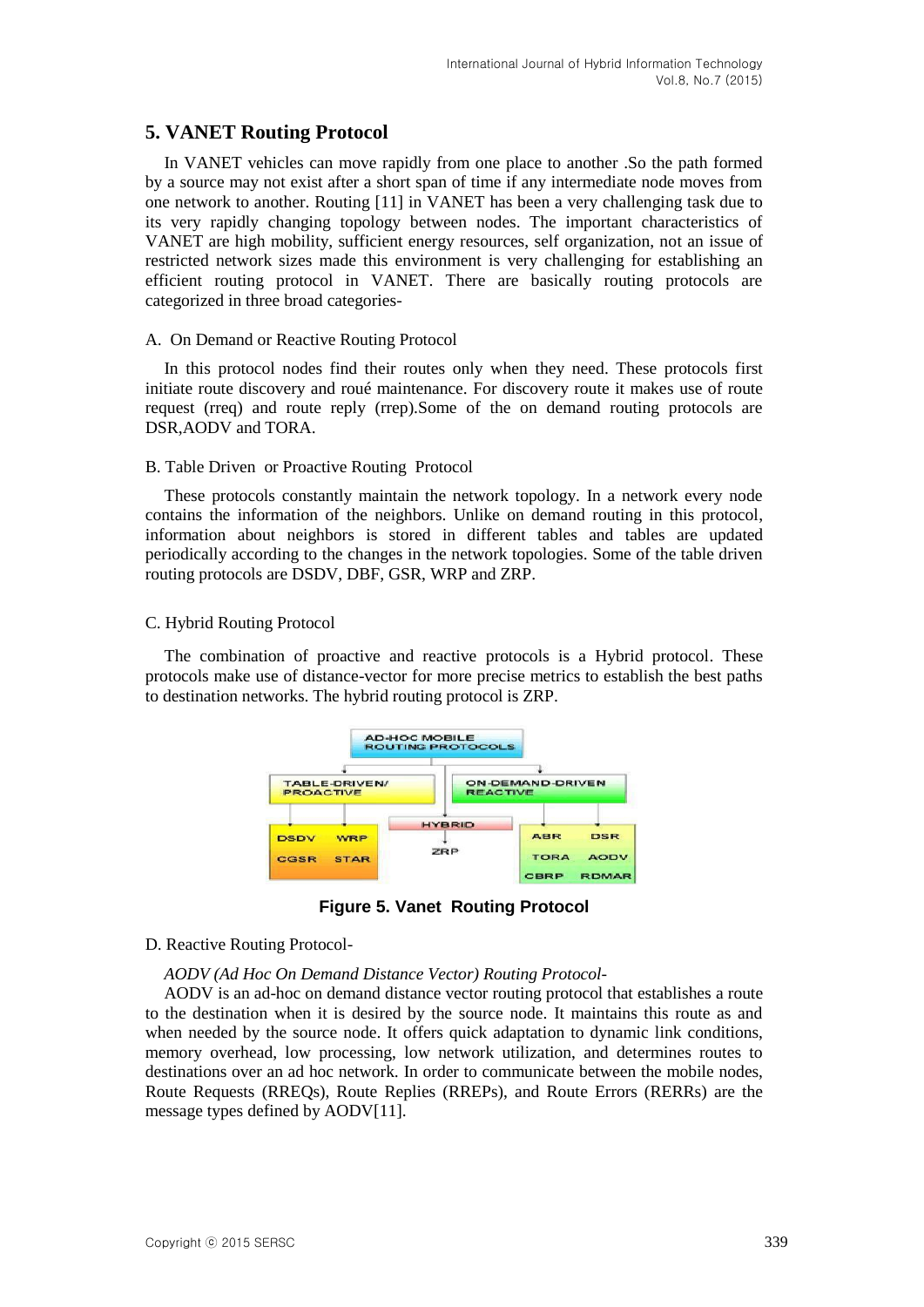## 5. VANET Routing Protocol

In VANET vehicles can move rapidly from one place to another .So the path formed by a source may not exist after a short span of time if any intermediate node moves from one network to another. Routing [11] in VANET has been a very challenging task due to its very rapidly changing topology between nodes. The important characteristics of VANET are high mobility, sufficient energy resources, self organization, not an issue of restricted network sizes made this environment is very challenging for establishing an efficient routing protocol in VANET. There are basically routing protocols are categorized in three broad categories-

A. On Demand or Reactive Routing Protocol

In this protocol nodes find their routes only when they need. These protocols first initiate route discovery and roué maintenance. For discovery route it makes use of route request (rreq) and route reply (rrep).Some of the on demand routing protocols are DSR,AODV and TORA.

B. Table Driven or Proactive Routing Protocol

These protocols constantly maintain the network topology. In a network every node contains the information of the neighbors. Unlike on demand routing in this protocol, information about neighbors is stored in different tables and tables are updated periodically according to the changes in the network topologies. Some of the table driven routing protocols are DSDV, DBF, GSR, WRP and ZRP.

C. Hybrid Routing Protocol

The combination of proactive and reactive protocols is a Hybrid protocol. These protocols make use of distance-vector for more precise metrics to establish the best paths to destination networks. The hybrid routing protocol is ZRP.

**Figure 5. Vanet Routing Protocol**

D. Reactive Routing Protocol-

*AODV (Ad Hoc On Demand Distance Vector) Routing Protocol-*

AODV is an ad-hoc on demand distance vector routing protocol that establishes a route to the destination when it is desired by the source node. It maintains this route as and when needed by the source node. It offers quick adaptation to dynamic link conditions, memory overhead, low processing, low network utilization, and determines routes to destinations over an ad hoc network. In order to communicate between the mobile nodes, Route Requests (RREQs), Route Replies (RREPs), and Route Errors (RERRs) are the message types defined by AODV[11].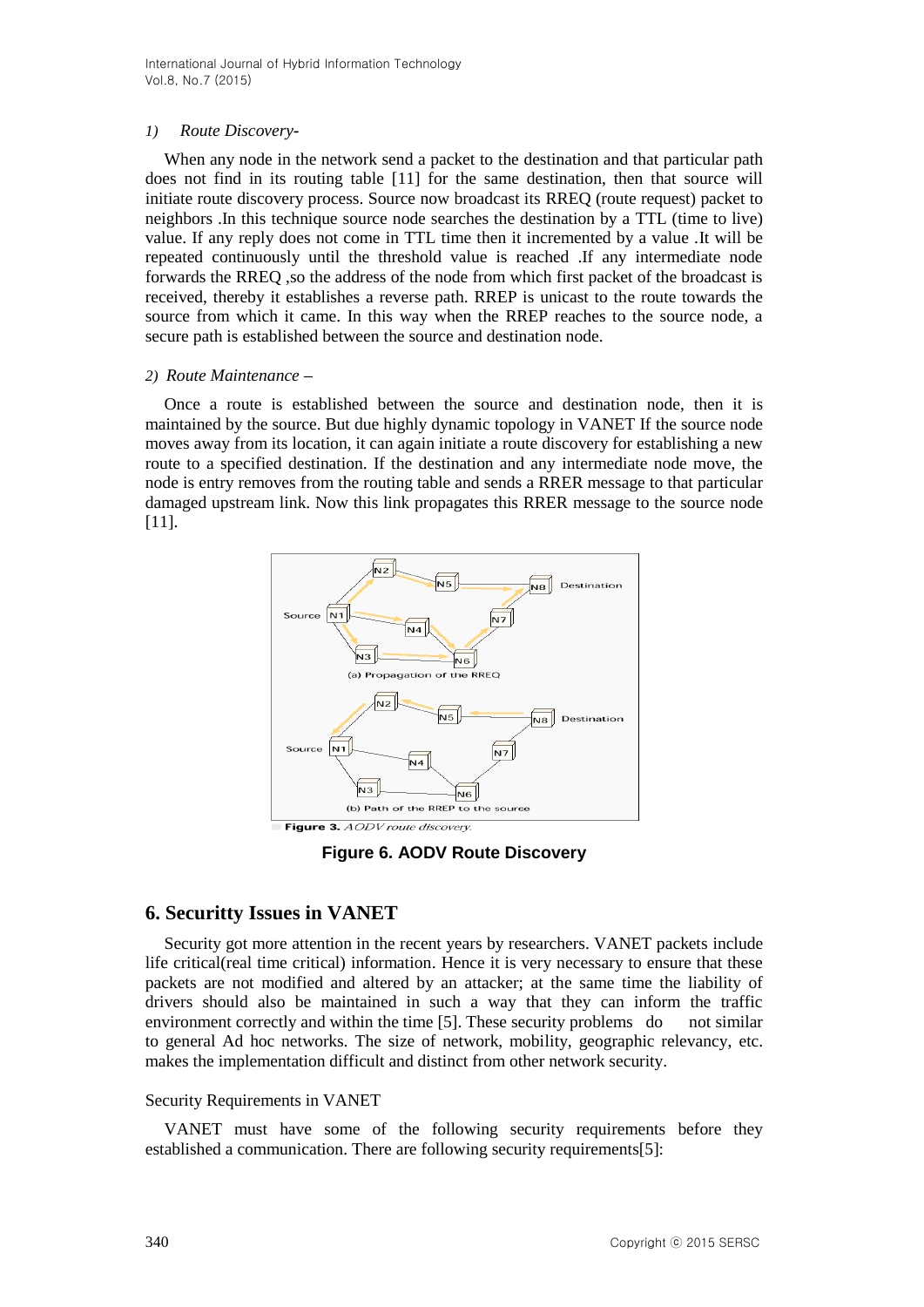*1) Route Discovery-*

When any node in the network send a packet to the destination and that particular path does not find in its routing table [11] for the same destination, then that source will initiate route discovery process. Source now broadcast its RREQ (route request) packet to neighbors .In this technique source node searches the destination by a TTL (time to live) value. If any reply does not come in TTL time then it incremented by a value .It will be repeated continuously until the threshold value is reached .If any intermediate node forwards the RREQ ,so the address of the node from which first packet of the broadcast is received, thereby it establishes a reverse path. RREP is unicast to the route towards the source from which it came. In this way when the RREP reaches to the source node, a secure path is established between the source and destination node.

*2) Route Maintenance –*

Once a route is established between the source and destination node, then it is maintained by the source. But due highly dynamic topology in VANET If the source node moves away from its location, it can again initiate a route discovery for establishing a new route to a specified destination. If the destination and any intermediate node move, the node is entry removes from the routing table and sends a RRER message to that particular damaged upstream link. Now this link propagates this RRER message to the source node [11].

Figure 3. *AODV route discovery.*

**Figure 6. AODV Route Discovery**

## 6. Securitty Issues in VANET

Security got more attention in the recent years by researchers. VANET packets include life critical(real time critical) information. Hence it is very necessary to ensure that these packets are not modified and altered by an attacker; at the same time the liability of drivers should also be maintained in such a way that they can inform the traffic environment correctly and within the time [5]. These security problems do not similar to general Ad hoc networks. The size of network, mobility, geographic relevancy, etc. makes the implementation difficult and distinct from other network security.

Security Requirements in VANET

VANET must have some of the following security requirements before they established a communication. There are following security requirements[5]: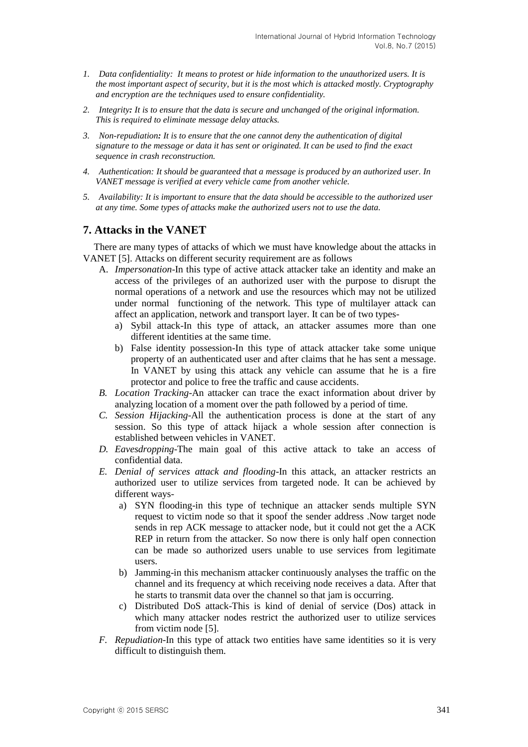1. *Data confidentiality: It means to protest or hide information to the unauthorized users. It is the most important aspect of security, but it is the most which is attacked mostly. Cryptography and encryption are the techniques used to ensure confidentiality.*

2. *Integrity**:** It is to ensure that the data is secure and unchanged of the original information. This is required to eliminate message delay attacks.*

3. *Non-repudiation**:** It is to ensure that the one cannot deny the authentication of digital signature to the message or data it has sent or originated. It can be used to find the exact sequence in crash reconstruction.*

4. *Authentication: It should be guaranteed that a message is produced by an authorized user. In VANET message is verified at every vehicle came from another vehicle.*

5. *Availability: It is important to ensure that the data should be accessible to the authorized user at any time. Some types of attacks make the authorized users not to use the data.*

## 7. Attacks in the VANET

There are many types of attacks of which we must have knowledge about the attacks in VANET [5]. Attacks on different security requirement are as follows

A. *Impersonation*-In this type of active attack attacker take an identity and make an access of the privileges of an authorized user with the purpose to disrupt the normal operations of a network and use the resources which may not be utilized under normal functioning of the network. This type of multilayer attack can affect an application, network and transport layer. It can be of two types-
   a) Sybil attack-In this type of attack, an attacker assumes more than one different identities at the same time.
   b) False identity possession-In this type of attack attacker take some unique property of an authenticated user and after claims that he has sent a message. In VANET by using this attack any vehicle can assume that he is a fire protector and police to free the traffic and cause accidents.

B. *Location Tracking*-An attacker can trace the exact information about driver by analyzing location of a moment over the path followed by a period of time.

C. *Session Hijacking*-All the authentication process is done at the start of any session. So this type of attack hijack a whole session after connection is established between vehicles in VANET.

D. *Eavesdropping*-The main goal of this active attack to take an access of confidential data.

E. *Denial of services attack and flooding*-In this attack, an attacker restricts an authorized user to utilize services from targeted node. It can be achieved by different ways-
   a) SYN flooding-in this type of technique an attacker sends multiple SYN request to victim node so that it spoof the sender address .Now target node sends in rep ACK message to attacker node, but it could not get the a ACK REP in return from the attacker. So now there is only half open connection can be made so authorized users unable to use services from legitimate users.
   b) Jamming-in this mechanism attacker continuously analyses the traffic on the channel and its frequency at which receiving node receives a data. After that he starts to transmit data over the channel so that jam is occurring.
   c) Distributed DoS attack-This is kind of denial of service (Dos) attack in which many attacker nodes restrict the authorized user to utilize services from victim node [5].

F. *Repudiation*-In this type of attack two entities have same identities so it is very difficult to distinguish them.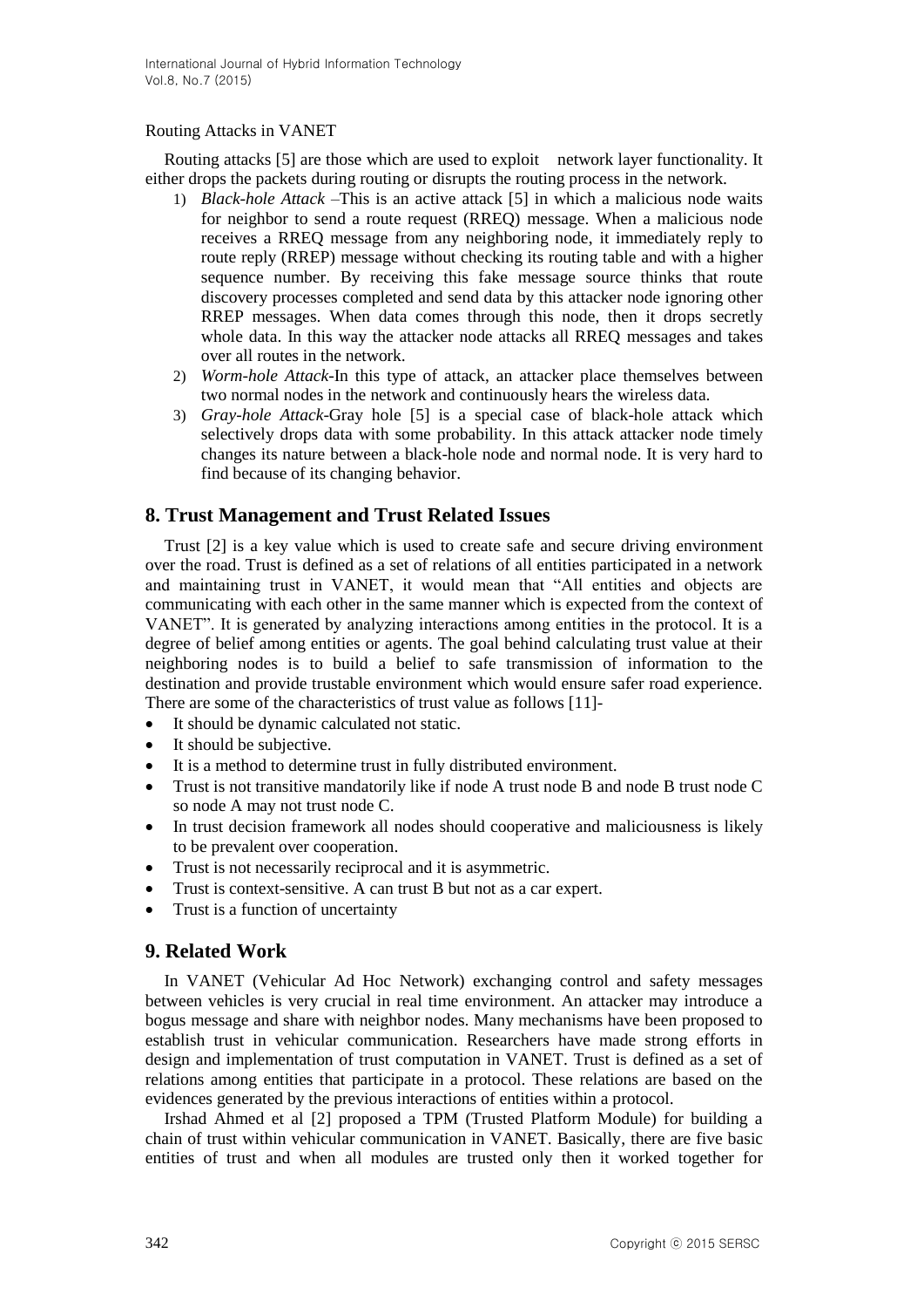Routing Attacks in VANET

Routing attacks [5] are those which are used to exploit network layer functionality. It either drops the packets during routing or disrupts the routing process in the network.

1) *Black-hole Attack* –This is an active attack [5] in which a malicious node waits for neighbor to send a route request (RREQ) message. When a malicious node receives a RREQ message from any neighboring node, it immediately reply to route reply (RREP) message without checking its routing table and with a higher sequence number. By receiving this fake message source thinks that route discovery processes completed and send data by this attacker node ignoring other RREP messages. When data comes through this node, then it drops secretly whole data. In this way the attacker node attacks all RREQ messages and takes over all routes in the network.
2) *Worm-hole Attack*-In this type of attack, an attacker place themselves between two normal nodes in the network and continuously hears the wireless data.
3) *Gray-hole Attack*-Gray hole [5] is a special case of black-hole attack which selectively drops data with some probability. In this attack attacker node timely changes its nature between a black-hole node and normal node. It is very hard to find because of its changing behavior.

## 8. Trust Management and Trust Related Issues

Trust [2] is a key value which is used to create safe and secure driving environment over the road. Trust is defined as a set of relations of all entities participated in a network and maintaining trust in VANET, it would mean that "All entities and objects are communicating with each other in the same manner which is expected from the context of VANET". It is generated by analyzing interactions among entities in the protocol. It is a degree of belief among entities or agents. The goal behind calculating trust value at their neighboring nodes is to build a belief to safe transmission of information to the destination and provide trustable environment which would ensure safer road experience. There are some of the characteristics of trust value as follows [11]-

- It should be dynamic calculated not static.
- It should be subjective.
- It is a method to determine trust in fully distributed environment.
- Trust is not transitive mandatorily like if node A trust node B and node B trust node C so node A may not trust node C.
- In trust decision framework all nodes should cooperative and maliciousness is likely to be prevalent over cooperation.
- Trust is not necessarily reciprocal and it is asymmetric.
- Trust is context-sensitive. A can trust B but not as a car expert.
- Trust is a function of uncertainty

## 9. Related Work

In VANET (Vehicular Ad Hoc Network) exchanging control and safety messages between vehicles is very crucial in real time environment. An attacker may introduce a bogus message and share with neighbor nodes. Many mechanisms have been proposed to establish trust in vehicular communication. Researchers have made strong efforts in design and implementation of trust computation in VANET. Trust is defined as a set of relations among entities that participate in a protocol. These relations are based on the evidences generated by the previous interactions of entities within a protocol.

Irshad Ahmed et al [2] proposed a TPM (Trusted Platform Module) for building a chain of trust within vehicular communication in VANET. Basically, there are five basic entities of trust and when all modules are trusted only then it worked together for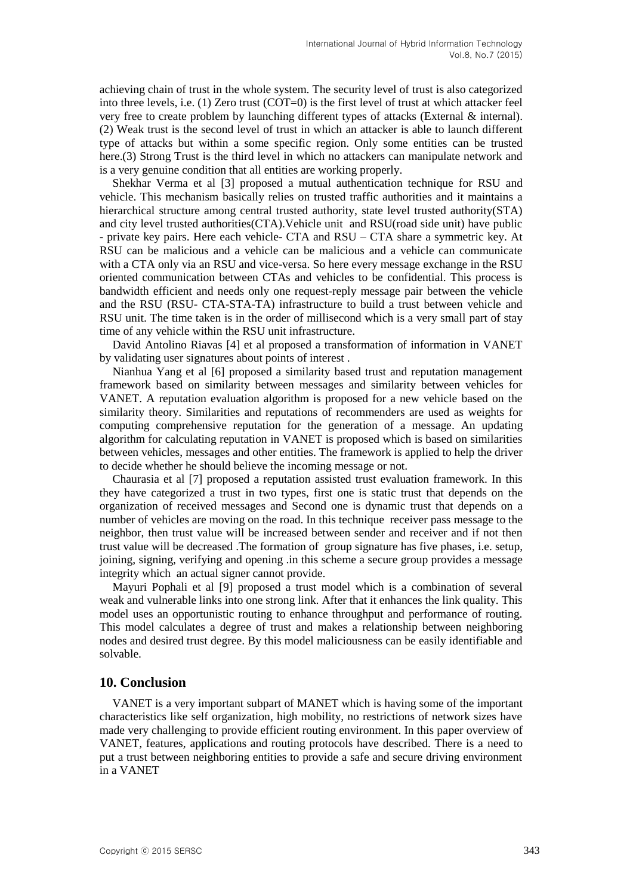achieving chain of trust in the whole system. The security level of trust is also categorized into three levels, i.e. (1) Zero trust (COT=0) is the first level of trust at which attacker feel very free to create problem by launching different types of attacks (External & internal). (2) Weak trust is the second level of trust in which an attacker is able to launch different type of attacks but within a some specific region. Only some entities can be trusted here.(3) Strong Trust is the third level in which no attackers can manipulate network and is a very genuine condition that all entities are working properly.

Shekhar Verma et al [3] proposed a mutual authentication technique for RSU and vehicle. This mechanism basically relies on trusted traffic authorities and it maintains a hierarchical structure among central trusted authority, state level trusted authority(STA) and city level trusted authorities(CTA).Vehicle unit and RSU(road side unit) have public - private key pairs. Here each vehicle- CTA and RSU – CTA share a symmetric key. At RSU can be malicious and a vehicle can be malicious and a vehicle can communicate with a CTA only via an RSU and vice-versa. So here every message exchange in the RSU oriented communication between CTAs and vehicles to be confidential. This process is bandwidth efficient and needs only one request-reply message pair between the vehicle and the RSU (RSU- CTA-STA-TA) infrastructure to build a trust between vehicle and RSU unit. The time taken is in the order of millisecond which is a very small part of stay time of any vehicle within the RSU unit infrastructure.

David Antolino Riavas [4] et al proposed a transformation of information in VANET by validating user signatures about points of interest .

Nianhua Yang et al [6] proposed a similarity based trust and reputation management framework based on similarity between messages and similarity between vehicles for VANET. A reputation evaluation algorithm is proposed for a new vehicle based on the similarity theory. Similarities and reputations of recommenders are used as weights for computing comprehensive reputation for the generation of a message. An updating algorithm for calculating reputation in VANET is proposed which is based on similarities between vehicles, messages and other entities. The framework is applied to help the driver to decide whether he should believe the incoming message or not.

Chaurasia et al [7] proposed a reputation assisted trust evaluation framework. In this they have categorized a trust in two types, first one is static trust that depends on the organization of received messages and Second one is dynamic trust that depends on a number of vehicles are moving on the road. In this technique receiver pass message to the neighbor, then trust value will be increased between sender and receiver and if not then trust value will be decreased .The formation of group signature has five phases, i.e. setup, joining, signing, verifying and opening .in this scheme a secure group provides a message integrity which an actual signer cannot provide.

Mayuri Pophali et al [9] proposed a trust model which is a combination of several weak and vulnerable links into one strong link. After that it enhances the link quality. This model uses an opportunistic routing to enhance throughput and performance of routing. This model calculates a degree of trust and makes a relationship between neighboring nodes and desired trust degree. By this model maliciousness can be easily identifiable and solvable.

## 10. Conclusion

VANET is a very important subpart of MANET which is having some of the important characteristics like self organization, high mobility, no restrictions of network sizes have made very challenging to provide efficient routing environment. In this paper overview of VANET, features, applications and routing protocols have described. There is a need to put a trust between neighboring entities to provide a safe and secure driving environment in a VANET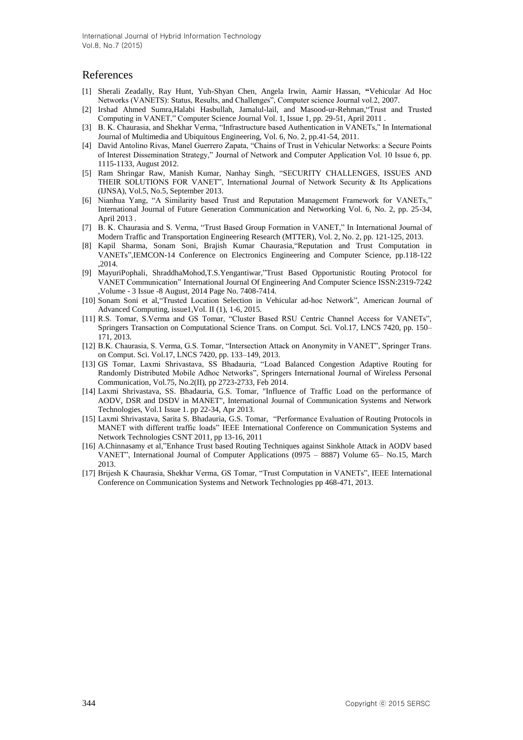## References

- [1] Sherali Zeadally, Ray Hunt, Yuh-Shyan Chen, Angela Irwin, Aamir Hassan, **"**Vehicular Ad Hoc Networks (VANETS): Status, Results, and Challenges", Computer science Journal vol.2, 2007.
- [2] Irshad Ahmed Sumra,Halabi Hasbullah, Jamalul-lail, and Masood-ur-Rehman,"Trust and Trusted Computing in VANET," Computer Science Journal Vol. 1, Issue 1, pp. 29-51, April 2011 .
- [3] B. K. Chaurasia, and Shekhar Verma, "Infrastructure based Authentication in VANETs," In International Journal of Multimedia and Ubiquitous Engineering, Vol. 6, No. 2, pp.41-54, 2011.
- [4] David Antolino Rivas, Manel Guerrero Zapata, "Chains of Trust in Vehicular Networks: a Secure Points of Interest Dissemination Strategy," Journal of Network and Computer Application Vol. 10 Issue 6, pp. 1115-1133, August 2012.
- [5] Ram Shringar Raw, Manish Kumar, Nanhay Singh, "SECURITY CHALLENGES, ISSUES AND THEIR SOLUTIONS FOR VANET", International Journal of Network Security & Its Applications (IJNSA), Vol.5, No.5, September 2013.
- [6] Nianhua Yang, "A Similarity based Trust and Reputation Management Framework for VANETs," International Journal of Future Generation Communication and Networking Vol. 6, No. 2, pp. 25-34, April 2013 .
- [7] B. K. Chaurasia and S. Verma, "Trust Based Group Formation in VANET," In International Journal of Modern Traffic and Transportation Engineering Research (MTTER), Vol. 2, No. 2, pp. 121-125, 2013.
- [8] Kapil Sharma, Sonam Soni, Brajish Kumar Chaurasia,"Reputation and Trust Computation in VANETs",IEMCON-14 Conference on Electronics Engineering and Computer Science, pp.118-122 ,2014.
- [9] MayuriPophali, ShraddhaMohod,T.S.Yengantiwar,"Trust Based Opportunistic Routing Protocol for VANET Communication" International Journal Of Engineering And Computer Science ISSN:2319-7242 ,Volume - 3 Issue -8 August, 2014 Page No. 7408-7414.
- [10] Sonam Soni et al,"Trusted Location Selection in Vehicular ad-hoc Network", American Journal of Advanced Computing, issue1,Vol. II (1), 1-6, 2015.
- [11] R.S. Tomar, S.Verma and GS Tomar, "Cluster Based RSU Centric Channel Access for VANETs", Springers Transaction on Computational Science Trans. on Comput. Sci. Vol.17, LNCS 7420, pp. 150–171, 2013.
- [12] B.K. Chaurasia, S. Verma, G.S. Tomar, "Intersection Attack on Anonymity in VANET", Springer Trans. on Comput. Sci. Vol.17, LNCS 7420, pp. 133–149, 2013.
- [13] GS Tomar, Laxmi Shrivastava, SS Bhadauria, "Load Balanced Congestion Adaptive Routing for Randomly Distributed Mobile Adhoc Networks", Springers International Journal of Wireless Personal Communication, Vol.75, No.2(II), pp 2723-2733, Feb 2014.
- [14] Laxmi Shrivastava, SS. Bhadauria, G.S. Tomar, "Influence of Traffic Load on the performance of AODV, DSR and DSDV in MANET", International Journal of Communication Systems and Network Technologies, Vol.1 Issue 1. pp 22-34, Apr 2013.
- [15] Laxmi Shrivastava, Sarita S. Bhadauria, G.S. Tomar, "Performance Evaluation of Routing Protocols in MANET with different traffic loads" IEEE International Conference on Communication Systems and Network Technologies CSNT 2011, pp 13-16, 2011
- [16] A.Chinnasamy et al,"Enhance Trust based Routing Techniques against Sinkhole Attack in AODV based VANET", International Journal of Computer Applications (0975 – 8887) Volume 65– No.15, March 2013.
- [17] Brijesh K Chaurasia, Shekhar Verma, GS Tomar, "Trust Computation in VANETs", IEEE International Conference on Communication Systems and Network Technologies pp 468-471, 2013.